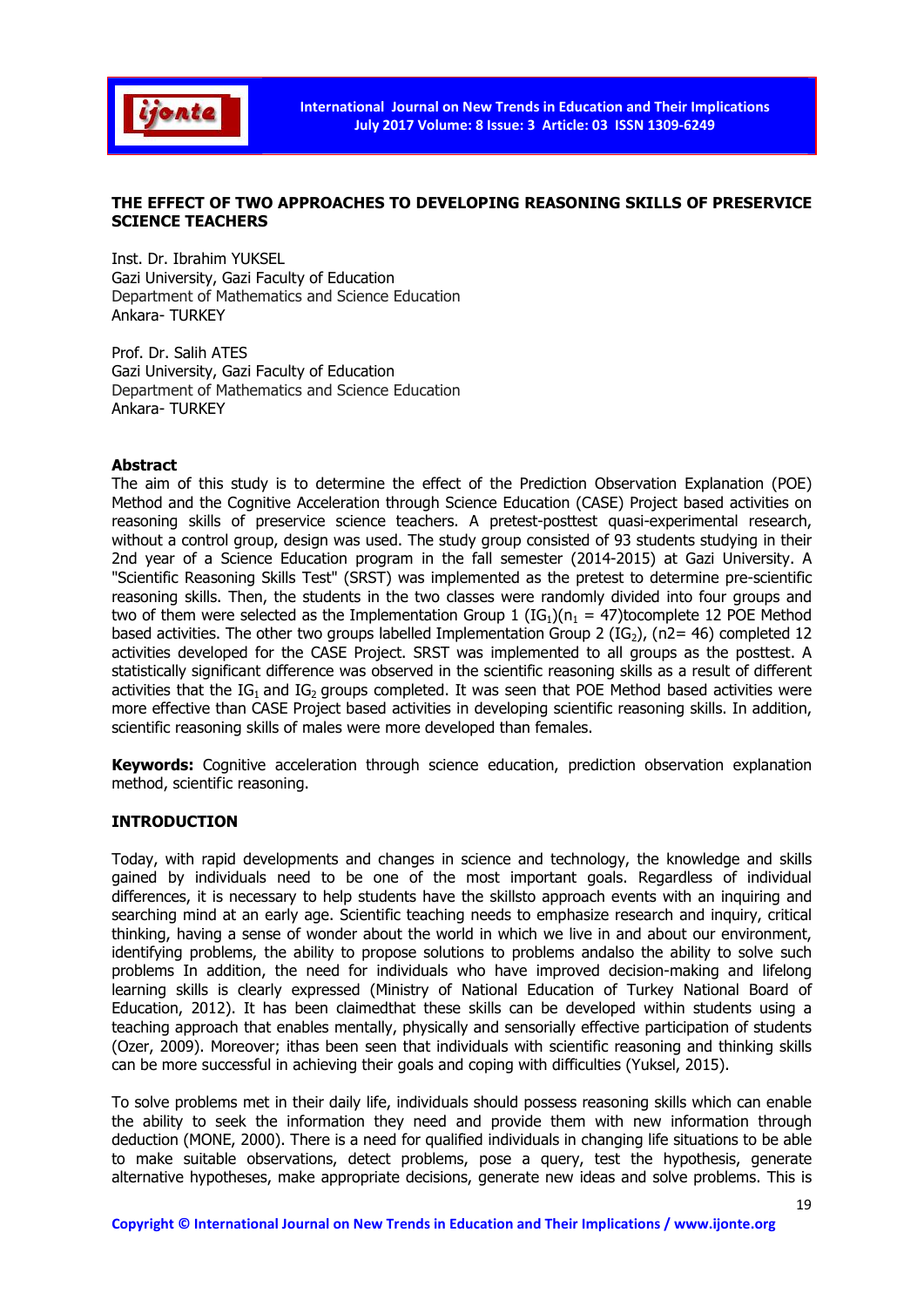# THE EFFECT OF TWO APPROACHES TO DEVELOPING REASONING SKILLS OF PRESERVICE SCIENCE TEACHERS

Inst. Dr. Ibrahim YUKSEL
Gazi University, Gazi Faculty of Education
Department of Mathematics and Science Education
Ankara- TURKEY

Prof. Dr. Salih ATES
Gazi University, Gazi Faculty of Education
Department of Mathematics and Science Education
Ankara- TURKEY

## Abstract

The aim of this study is to determine the effect of the Prediction Observation Explanation (POE) Method and the Cognitive Acceleration through Science Education (CASE) Project based activities on reasoning skills of preservice science teachers. A pretest-posttest quasi-experimental research, without a control group, design was used. The study group consisted of 93 students studying in their 2nd year of a Science Education program in the fall semester (2014-2015) at Gazi University. A "Scientific Reasoning Skills Test" (SRST) was implemented as the pretest to determine pre-scientific reasoning skills. Then, the students in the two classes were randomly divided into four groups and two of them were selected as the Implementation Group 1 ($IG_1$)($n_1$ = 47)tocomplete 12 POE Method based activities. The other two groups labelled Implementation Group 2 ($IG_2$), (n2= 46) completed 12 activities developed for the CASE Project. SRST was implemented to all groups as the posttest. A statistically significant difference was observed in the scientific reasoning skills as a result of different activities that the $IG_1$ and $IG_2$ groups completed. It was seen that POE Method based activities were more effective than CASE Project based activities in developing scientific reasoning skills. In addition, scientific reasoning skills of males were more developed than females.

**Keywords:** Cognitive acceleration through science education, prediction observation explanation method, scientific reasoning.

## INTRODUCTION

Today, with rapid developments and changes in science and technology, the knowledge and skills gained by individuals need to be one of the most important goals. Regardless of individual differences, it is necessary to help students have the skillsto approach events with an inquiring and searching mind at an early age. Scientific teaching needs to emphasize research and inquiry, critical thinking, having a sense of wonder about the world in which we live in and about our environment, identifying problems, the ability to propose solutions to problems andalso the ability to solve such problems In addition, the need for individuals who have improved decision-making and lifelong learning skills is clearly expressed (Ministry of National Education of Turkey National Board of Education, 2012). It has been claimedthat these skills can be developed within students using a teaching approach that enables mentally, physically and sensorially effective participation of students (Ozer, 2009). Moreover; ithas been seen that individuals with scientific reasoning and thinking skills can be more successful in achieving their goals and coping with difficulties (Yuksel, 2015).

To solve problems met in their daily life, individuals should possess reasoning skills which can enable the ability to seek the information they need and provide them with new information through deduction (MONE, 2000). There is a need for qualified individuals in changing life situations to be able to make suitable observations, detect problems, pose a query, test the hypothesis, generate alternative hypotheses, make appropriate decisions, generate new ideas and solve problems. This is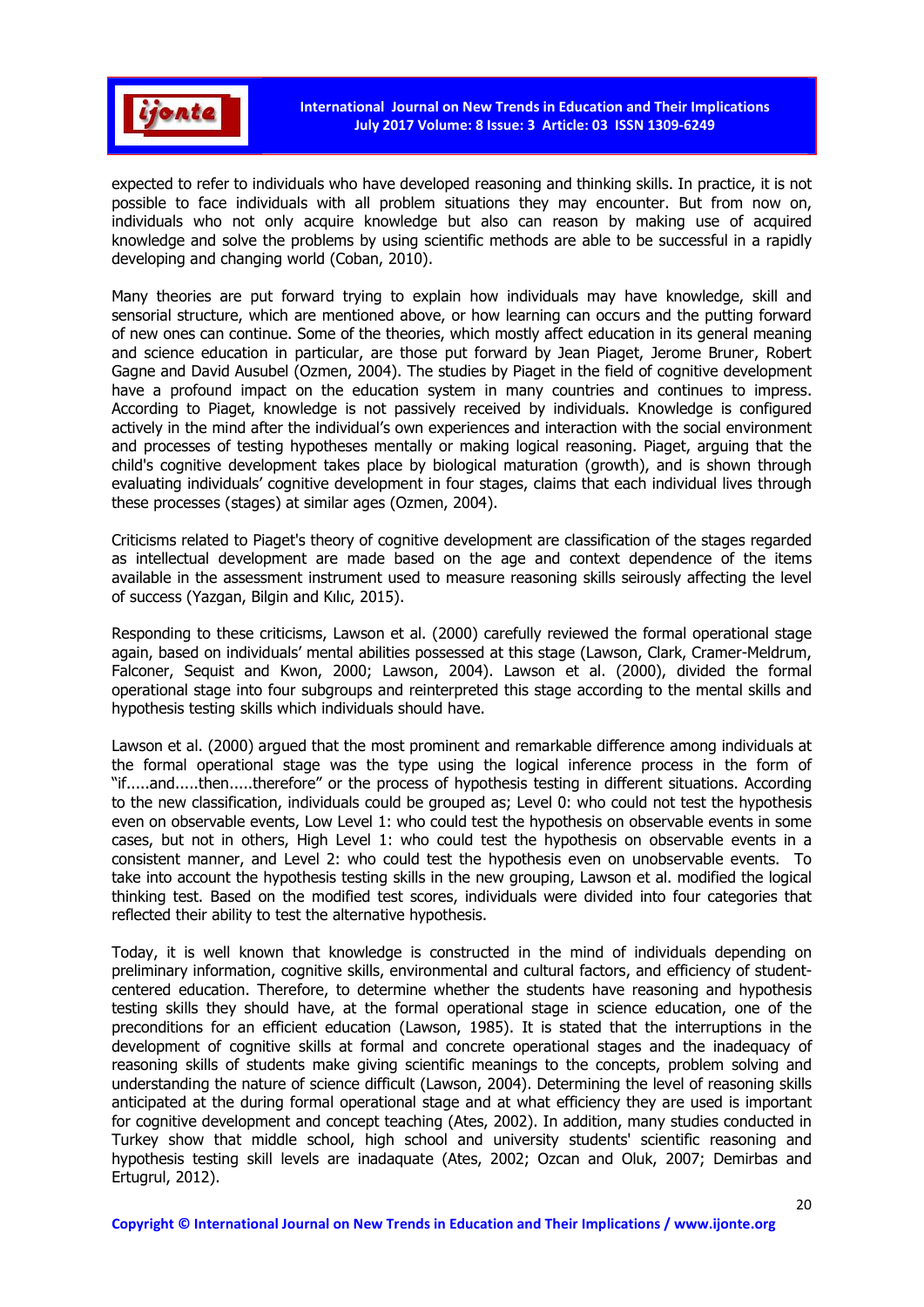expected to refer to individuals who have developed reasoning and thinking skills. In practice, it is not possible to face individuals with all problem situations they may encounter. But from now on, individuals who not only acquire knowledge but also can reason by making use of acquired knowledge and solve the problems by using scientific methods are able to be successful in a rapidly developing and changing world (Coban, 2010).

Many theories are put forward trying to explain how individuals may have knowledge, skill and sensorial structure, which are mentioned above, or how learning can occurs and the putting forward of new ones can continue. Some of the theories, which mostly affect education in its general meaning and science education in particular, are those put forward by Jean Piaget, Jerome Bruner, Robert Gagne and David Ausubel (Ozmen, 2004). The studies by Piaget in the field of cognitive development have a profound impact on the education system in many countries and continues to impress. According to Piaget, knowledge is not passively received by individuals. Knowledge is configured actively in the mind after the individual's own experiences and interaction with the social environment and processes of testing hypotheses mentally or making logical reasoning. Piaget, arguing that the child's cognitive development takes place by biological maturation (growth), and is shown through evaluating individuals' cognitive development in four stages, claims that each individual lives through these processes (stages) at similar ages (Ozmen, 2004).

Criticisms related to Piaget's theory of cognitive development are classification of the stages regarded as intellectual development are made based on the age and context dependence of the items available in the assessment instrument used to measure reasoning skills seirously affecting the level of success (Yazgan, Bilgin and Kılıc, 2015).

Responding to these criticisms, Lawson et al. (2000) carefully reviewed the formal operational stage again, based on individuals' mental abilities possessed at this stage (Lawson, Clark, Cramer-Meldrum, Falconer, Sequist and Kwon, 2000; Lawson, 2004). Lawson et al. (2000), divided the formal operational stage into four subgroups and reinterpreted this stage according to the mental skills and hypothesis testing skills which individuals should have.

Lawson et al. (2000) argued that the most prominent and remarkable difference among individuals at the formal operational stage was the type using the logical inference process in the form of "if.....and.....then.....therefore" or the process of hypothesis testing in different situations. According to the new classification, individuals could be grouped as; Level 0: who could not test the hypothesis even on observable events, Low Level 1: who could test the hypothesis on observable events in some cases, but not in others, High Level 1: who could test the hypothesis on observable events in a consistent manner, and Level 2: who could test the hypothesis even on unobservable events. To take into account the hypothesis testing skills in the new grouping, Lawson et al. modified the logical thinking test. Based on the modified test scores, individuals were divided into four categories that reflected their ability to test the alternative hypothesis.

Today, it is well known that knowledge is constructed in the mind of individuals depending on preliminary information, cognitive skills, environmental and cultural factors, and efficiency of student-centered education. Therefore, to determine whether the students have reasoning and hypothesis testing skills they should have, at the formal operational stage in science education, one of the preconditions for an efficient education (Lawson, 1985). It is stated that the interruptions in the development of cognitive skills at formal and concrete operational stages and the inadequacy of reasoning skills of students make giving scientific meanings to the concepts, problem solving and understanding the nature of science difficult (Lawson, 2004). Determining the level of reasoning skills anticipated at the during formal operational stage and at what efficiency they are used is important for cognitive development and concept teaching (Ates, 2002). In addition, many studies conducted in Turkey show that middle school, high school and university students' scientific reasoning and hypothesis testing skill levels are inadaquate (Ates, 2002; Ozcan and Oluk, 2007; Demirbas and Ertugrul, 2012).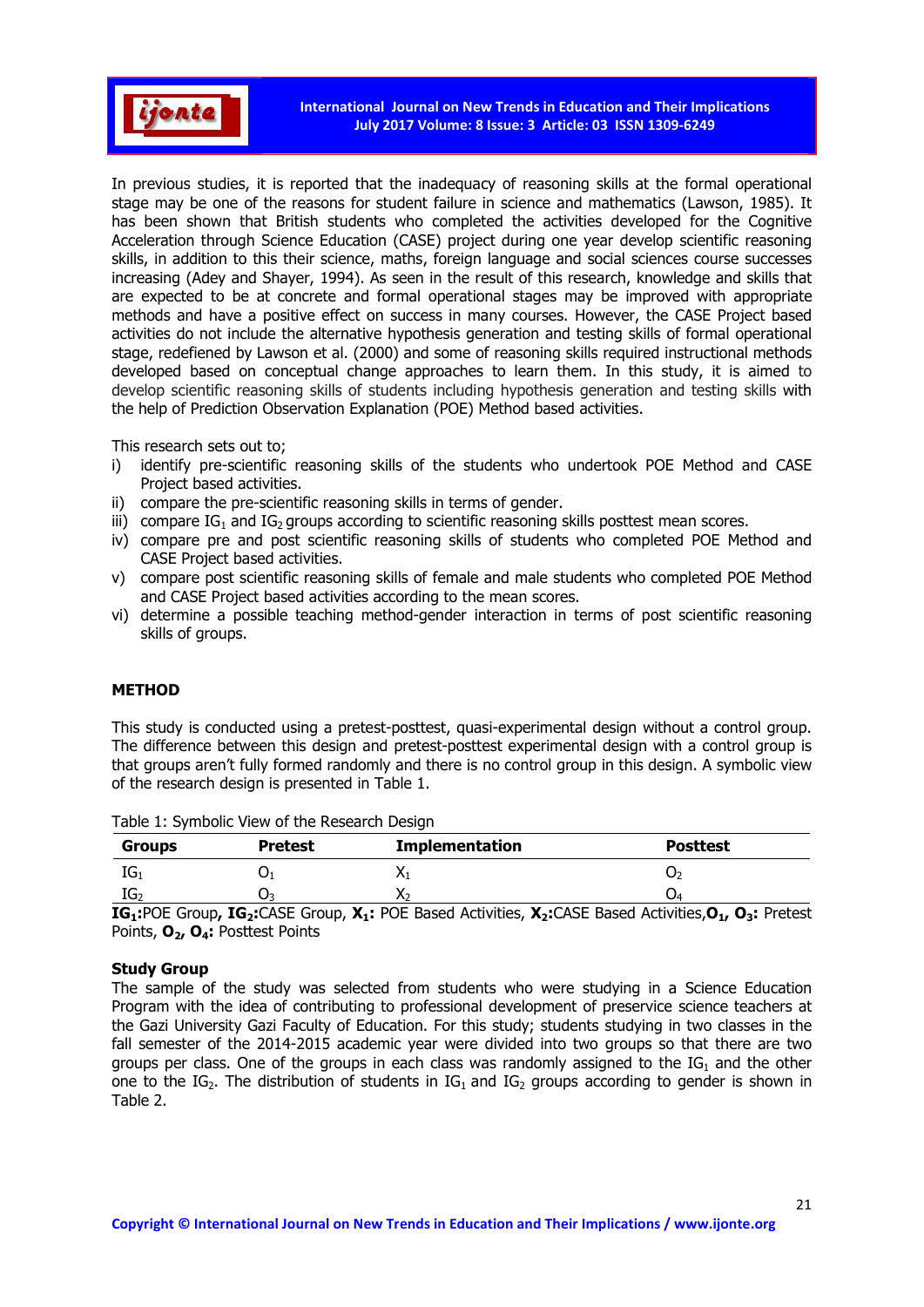In previous studies, it is reported that the inadequacy of reasoning skills at the formal operational stage may be one of the reasons for student failure in science and mathematics (Lawson, 1985). It has been shown that British students who completed the activities developed for the Cognitive Acceleration through Science Education (CASE) project during one year develop scientific reasoning skills, in addition to this their science, maths, foreign language and social sciences course successes increasing (Adey and Shayer, 1994). As seen in the result of this research, knowledge and skills that are expected to be at concrete and formal operational stages may be improved with appropriate methods and have a positive effect on success in many courses. However, the CASE Project based activities do not include the alternative hypothesis generation and testing skills of formal operational stage, redefiened by Lawson et al. (2000) and some of reasoning skills required instructional methods developed based on conceptual change approaches to learn them. In this study, it is aimed to develop scientific reasoning skills of students including hypothesis generation and testing skills with the help of Prediction Observation Explanation (POE) Method based activities.

This research sets out to;

i) identify pre-scientific reasoning skills of the students who undertook POE Method and CASE Project based activities.
ii) compare the pre-scientific reasoning skills in terms of gender.
iii) compare $IG_1$ and $IG_2$ groups according to scientific reasoning skills posttest mean scores.
iv) compare pre and post scientific reasoning skills of students who completed POE Method and CASE Project based activities.
v) compare post scientific reasoning skills of female and male students who completed POE Method and CASE Project based activities according to the mean scores.
vi) determine a possible teaching method-gender interaction in terms of post scientific reasoning skills of groups.

## METHOD

This study is conducted using a pretest-posttest, quasi-experimental design without a control group. The difference between this design and pretest-posttest experimental design with a control group is that groups aren't fully formed randomly and there is no control group in this design. A symbolic view of the research design is presented in Table 1.

Table 1: Symbolic View of the Research Design

| Groups | Pretest | Implementation | Posttest |
|---|---|---|---|
| $IG_1$ | $O_1$ | $X_1$ | $O_2$ |
| $IG_2$ | $O_3$ | $X_2$ | $O_4$ |

**$IG_1$:**POE Group**, $IG_2$:**CASE Group, **$X_1$:** POE Based Activities, **$X_2$:**CASE Based Activities,**$O_1$, $O_3$:** Pretest Points, **$O_2$, $O_4$:** Posttest Points

### Study Group

The sample of the study was selected from students who were studying in a Science Education Program with the idea of contributing to professional development of preservice science teachers at the Gazi University Gazi Faculty of Education. For this study; students studying in two classes in the fall semester of the 2014-2015 academic year were divided into two groups so that there are two groups per class. One of the groups in each class was randomly assigned to the $IG_1$ and the other one to the $IG_2$. The distribution of students in $IG_1$ and $IG_2$ groups according to gender is shown in Table 2.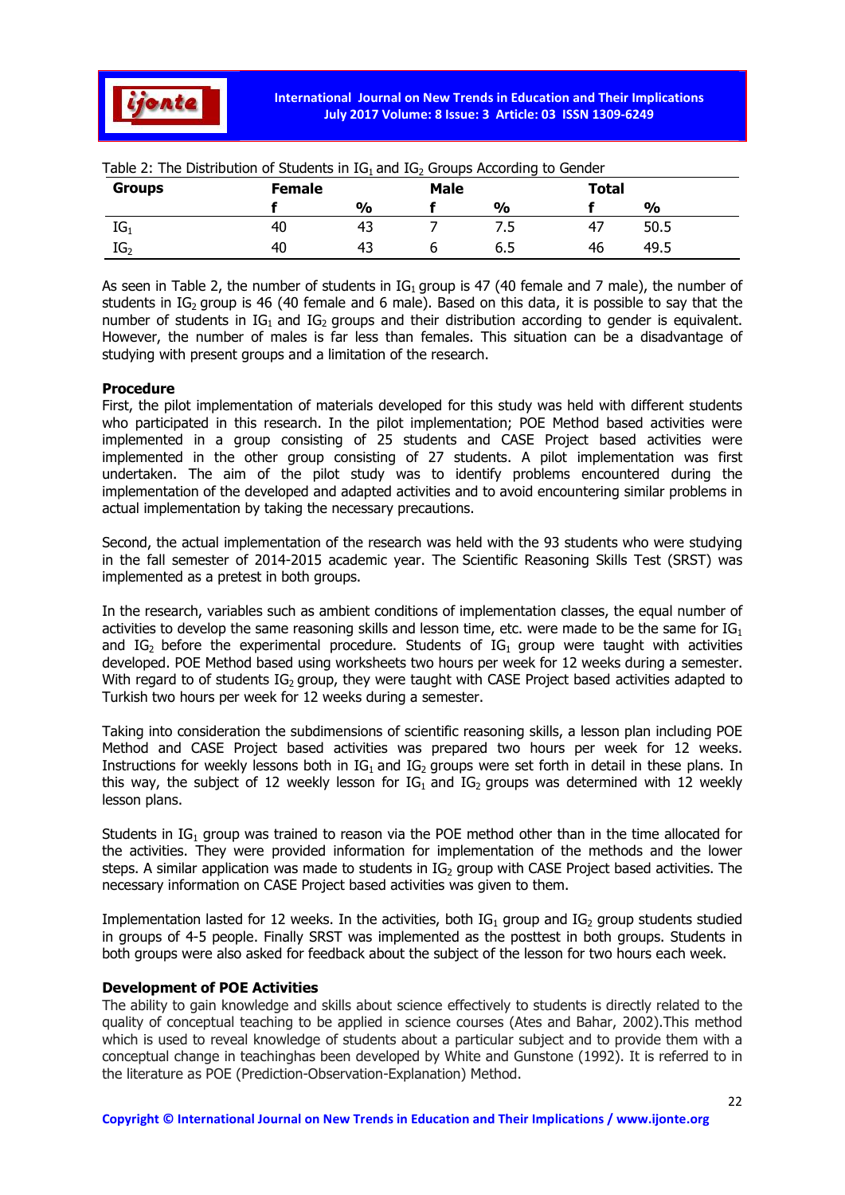Table 2: The Distribution of Students in $IG_1$ and $IG_2$ Groups According to Gender

| Groups | Female | | Male | | Total | |
|---|---|---|---|---|---|---|
| | f | % | f | % | f | % |
| $IG_1$ | 40 | 43 | 7 | 7.5 | 47 | 50.5 |
| $IG_2$ | 40 | 43 | 6 | 6.5 | 46 | 49.5 |

As seen in Table 2, the number of students in $IG_1$ group is 47 (40 female and 7 male), the number of students in $IG_2$ group is 46 (40 female and 6 male). Based on this data, it is possible to say that the number of students in $IG_1$ and $IG_2$ groups and their distribution according to gender is equivalent. However, the number of males is far less than females. This situation can be a disadvantage of studying with present groups and a limitation of the research.

**Procedure**

First, the pilot implementation of materials developed for this study was held with different students who participated in this research. In the pilot implementation; POE Method based activities were implemented in a group consisting of 25 students and CASE Project based activities were implemented in the other group consisting of 27 students. A pilot implementation was first undertaken. The aim of the pilot study was to identify problems encountered during the implementation of the developed and adapted activities and to avoid encountering similar problems in actual implementation by taking the necessary precautions.

Second, the actual implementation of the research was held with the 93 students who were studying in the fall semester of 2014-2015 academic year. The Scientific Reasoning Skills Test (SRST) was implemented as a pretest in both groups.

In the research, variables such as ambient conditions of implementation classes, the equal number of activities to develop the same reasoning skills and lesson time, etc. were made to be the same for $IG_1$ and $IG_2$ before the experimental procedure. Students of $IG_1$ group were taught with activities developed. POE Method based using worksheets two hours per week for 12 weeks during a semester. With regard to of students $IG_2$ group, they were taught with CASE Project based activities adapted to Turkish two hours per week for 12 weeks during a semester.

Taking into consideration the subdimensions of scientific reasoning skills, a lesson plan including POE Method and CASE Project based activities was prepared two hours per week for 12 weeks. Instructions for weekly lessons both in $IG_1$ and $IG_2$ groups were set forth in detail in these plans. In this way, the subject of 12 weekly lesson for $IG_1$ and $IG_2$ groups was determined with 12 weekly lesson plans.

Students in $IG_1$ group was trained to reason via the POE method other than in the time allocated for the activities. They were provided information for implementation of the methods and the lower steps. A similar application was made to students in $IG_2$ group with CASE Project based activities. The necessary information on CASE Project based activities was given to them.

Implementation lasted for 12 weeks. In the activities, both $IG_1$ group and $IG_2$ group students studied in groups of 4-5 people. Finally SRST was implemented as the posttest in both groups. Students in both groups were also asked for feedback about the subject of the lesson for two hours each week.

**Development of POE Activities**

The ability to gain knowledge and skills about science effectively to students is directly related to the quality of conceptual teaching to be applied in science courses (Ates and Bahar, 2002).This method which is used to reveal knowledge of students about a particular subject and to provide them with a conceptual change in teachinghas been developed by White and Gunstone (1992). It is referred to in the literature as POE (Prediction-Observation-Explanation) Method.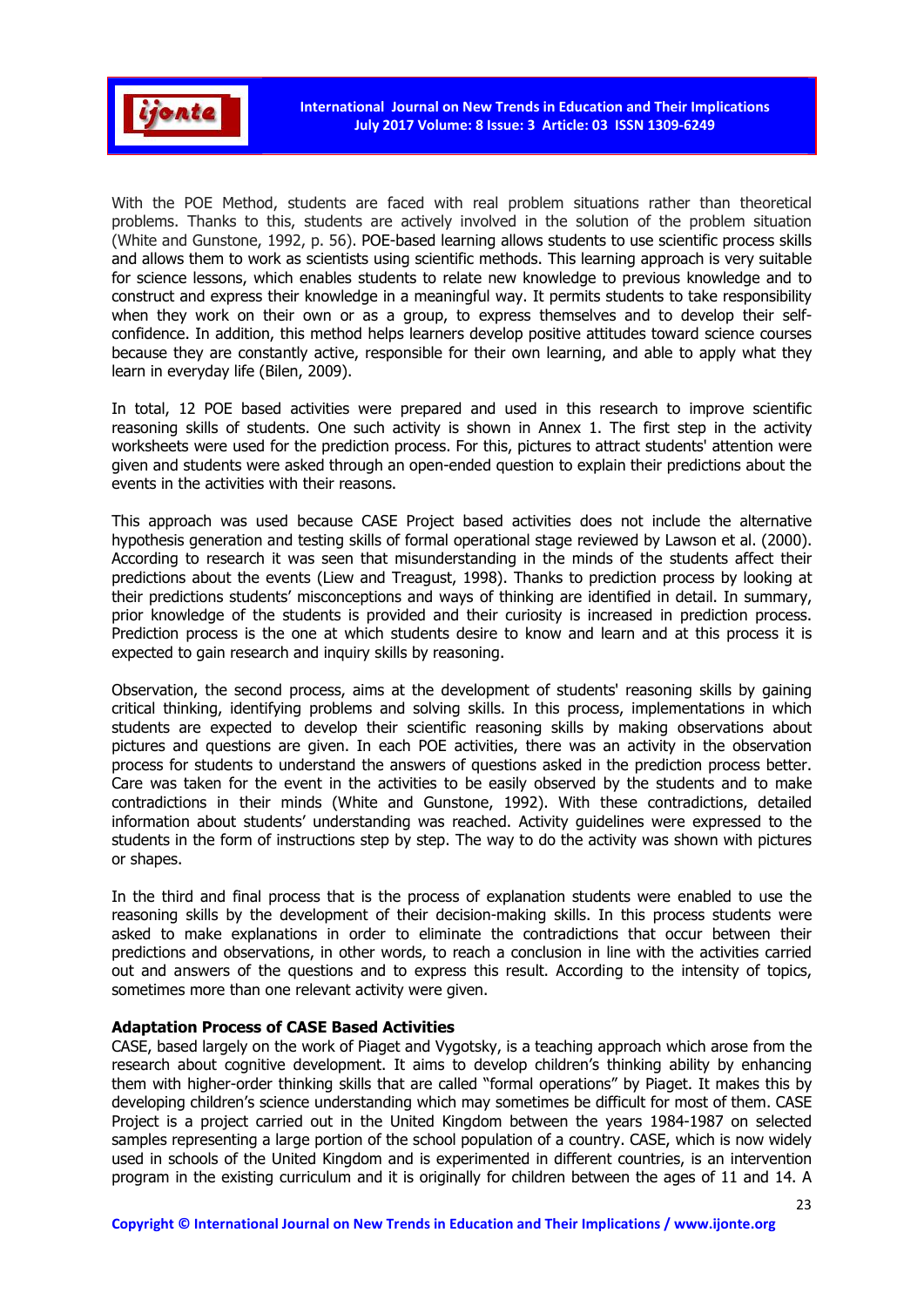With the POE Method, students are faced with real problem situations rather than theoretical problems. Thanks to this, students are actively involved in the solution of the problem situation (White and Gunstone, 1992, p. 56). POE-based learning allows students to use scientific process skills and allows them to work as scientists using scientific methods. This learning approach is very suitable for science lessons, which enables students to relate new knowledge to previous knowledge and to construct and express their knowledge in a meaningful way. It permits students to take responsibility when they work on their own or as a group, to express themselves and to develop their self-confidence. In addition, this method helps learners develop positive attitudes toward science courses because they are constantly active, responsible for their own learning, and able to apply what they learn in everyday life (Bilen, 2009).

In total, 12 POE based activities were prepared and used in this research to improve scientific reasoning skills of students. One such activity is shown in Annex 1. The first step in the activity worksheets were used for the prediction process. For this, pictures to attract students' attention were given and students were asked through an open-ended question to explain their predictions about the events in the activities with their reasons.

This approach was used because CASE Project based activities does not include the alternative hypothesis generation and testing skills of formal operational stage reviewed by Lawson et al. (2000). According to research it was seen that misunderstanding in the minds of the students affect their predictions about the events (Liew and Treagust, 1998). Thanks to prediction process by looking at their predictions students' misconceptions and ways of thinking are identified in detail. In summary, prior knowledge of the students is provided and their curiosity is increased in prediction process. Prediction process is the one at which students desire to know and learn and at this process it is expected to gain research and inquiry skills by reasoning.

Observation, the second process, aims at the development of students' reasoning skills by gaining critical thinking, identifying problems and solving skills. In this process, implementations in which students are expected to develop their scientific reasoning skills by making observations about pictures and questions are given. In each POE activities, there was an activity in the observation process for students to understand the answers of questions asked in the prediction process better. Care was taken for the event in the activities to be easily observed by the students and to make contradictions in their minds (White and Gunstone, 1992). With these contradictions, detailed information about students' understanding was reached. Activity guidelines were expressed to the students in the form of instructions step by step. The way to do the activity was shown with pictures or shapes.

In the third and final process that is the process of explanation students were enabled to use the reasoning skills by the development of their decision-making skills. In this process students were asked to make explanations in order to eliminate the contradictions that occur between their predictions and observations, in other words, to reach a conclusion in line with the activities carried out and answers of the questions and to express this result. According to the intensity of topics, sometimes more than one relevant activity were given.

**Adaptation Process of CASE Based Activities**

CASE, based largely on the work of Piaget and Vygotsky, is a teaching approach which arose from the research about cognitive development. It aims to develop children's thinking ability by enhancing them with higher-order thinking skills that are called "formal operations" by Piaget. It makes this by developing children's science understanding which may sometimes be difficult for most of them. CASE Project is a project carried out in the United Kingdom between the years 1984-1987 on selected samples representing a large portion of the school population of a country. CASE, which is now widely used in schools of the United Kingdom and is experimented in different countries, is an intervention program in the existing curriculum and it is originally for children between the ages of 11 and 14. A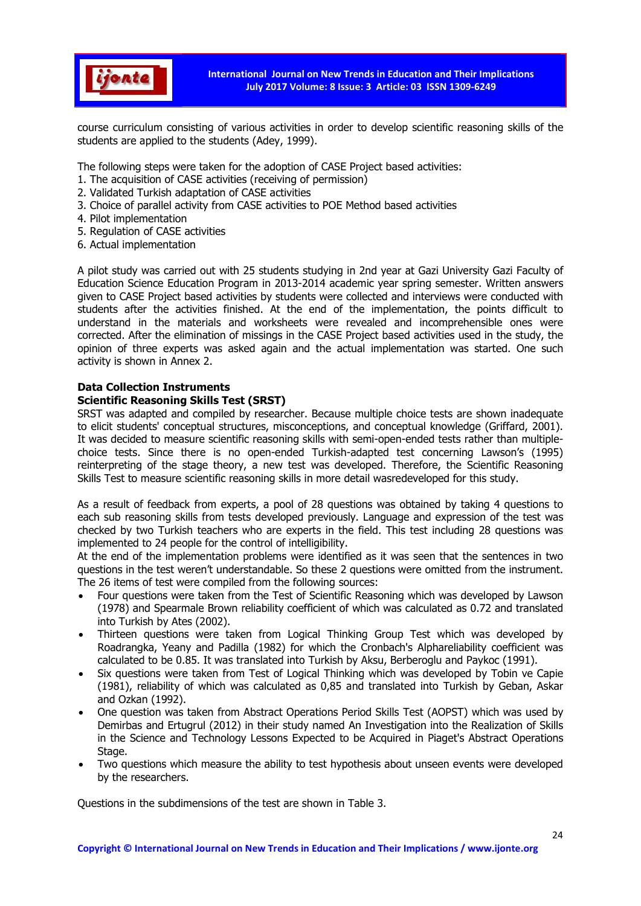course curriculum consisting of various activities in order to develop scientific reasoning skills of the students are applied to the students (Adey, 1999).

The following steps were taken for the adoption of CASE Project based activities:
1. The acquisition of CASE activities (receiving of permission)
2. Validated Turkish adaptation of CASE activities
3. Choice of parallel activity from CASE activities to POE Method based activities
4. Pilot implementation
5. Regulation of CASE activities
6. Actual implementation

A pilot study was carried out with 25 students studying in 2nd year at Gazi University Gazi Faculty of Education Science Education Program in 2013-2014 academic year spring semester. Written answers given to CASE Project based activities by students were collected and interviews were conducted with students after the activities finished. At the end of the implementation, the points difficult to understand in the materials and worksheets were revealed and incomprehensible ones were corrected. After the elimination of missings in the CASE Project based activities used in the study, the opinion of three experts was asked again and the actual implementation was started. One such activity is shown in Annex 2.

**Data Collection Instruments**

**Scientific Reasoning Skills Test (SRST)**

SRST was adapted and compiled by researcher. Because multiple choice tests are shown inadequate to elicit students' conceptual structures, misconceptions, and conceptual knowledge (Griffard, 2001). It was decided to measure scientific reasoning skills with semi-open-ended tests rather than multiple-choice tests. Since there is no open-ended Turkish-adapted test concerning Lawson's (1995) reinterpreting of the stage theory, a new test was developed. Therefore, the Scientific Reasoning Skills Test to measure scientific reasoning skills in more detail wasredeveloped for this study.

As a result of feedback from experts, a pool of 28 questions was obtained by taking 4 questions to each sub reasoning skills from tests developed previously. Language and expression of the test was checked by two Turkish teachers who are experts in the field. This test including 28 questions was implemented to 24 people for the control of intelligibility.
At the end of the implementation problems were identified as it was seen that the sentences in two questions in the test weren't understandable. So these 2 questions were omitted from the instrument. The 26 items of test were compiled from the following sources:

- Four questions were taken from the Test of Scientific Reasoning which was developed by Lawson (1978) and Spearmale Brown reliability coefficient of which was calculated as 0.72 and translated into Turkish by Ates (2002).
- Thirteen questions were taken from Logical Thinking Group Test which was developed by Roadrangka, Yeany and Padilla (1982) for which the Cronbach's Alphareliability coefficient was calculated to be 0.85. It was translated into Turkish by Aksu, Berberoglu and Paykoc (1991).
- Six questions were taken from Test of Logical Thinking which was developed by Tobin ve Capie (1981), reliability of which was calculated as 0,85 and translated into Turkish by Geban, Askar and Ozkan (1992).
- One question was taken from Abstract Operations Period Skills Test (AOPST) which was used by Demirbas and Ertugrul (2012) in their study named An Investigation into the Realization of Skills in the Science and Technology Lessons Expected to be Acquired in Piaget's Abstract Operations Stage.
- Two questions which measure the ability to test hypothesis about unseen events were developed by the researchers.

Questions in the subdimensions of the test are shown in Table 3.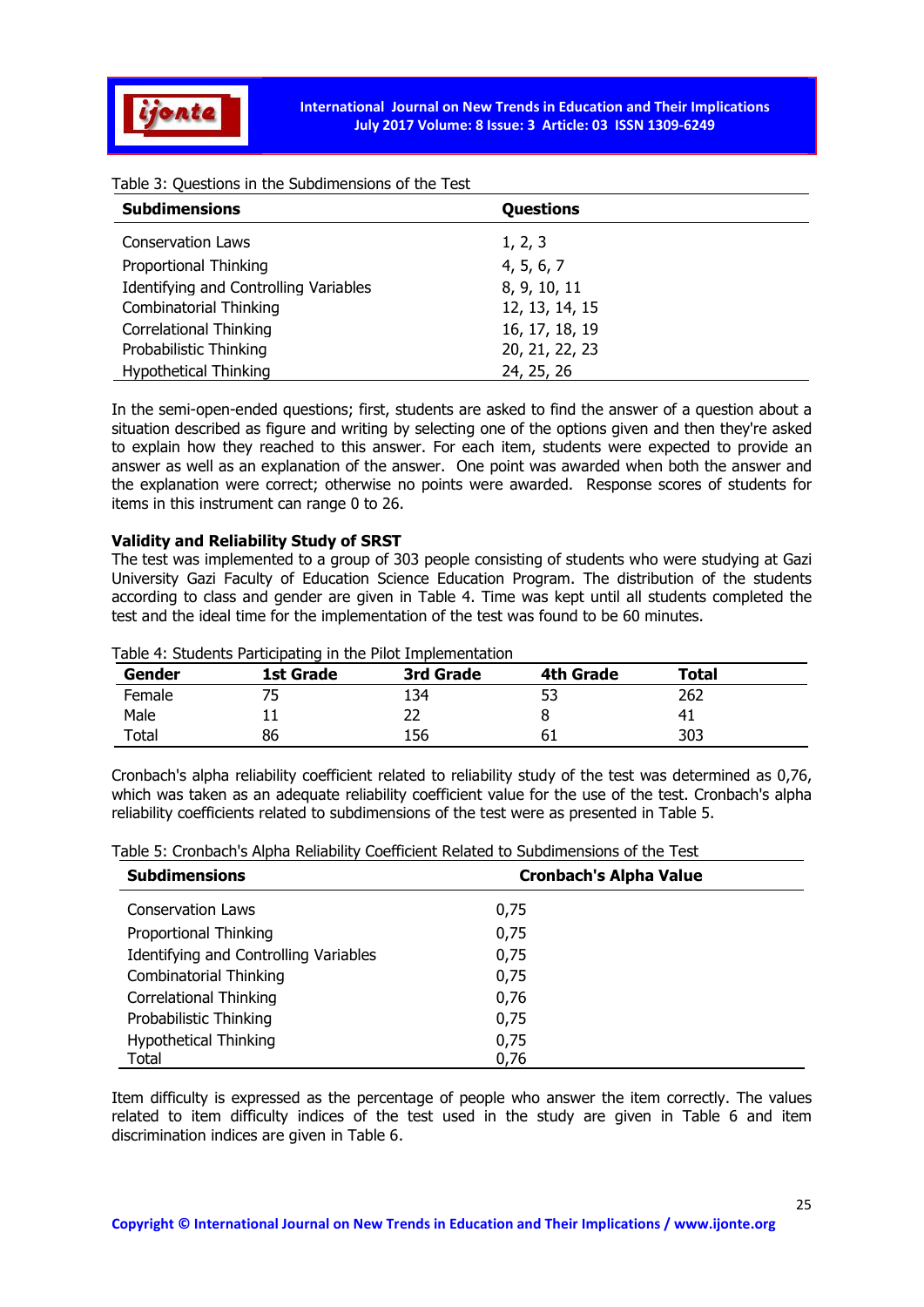Table 3: Questions in the Subdimensions of the Test

| Subdimensions | Questions |
|---|---|
| Conservation Laws | 1, 2, 3 |
| Proportional Thinking | 4, 5, 6, 7 |
| Identifying and Controlling Variables | 8, 9, 10, 11 |
| Combinatorial Thinking | 12, 13, 14, 15 |
| Correlational Thinking | 16, 17, 18, 19 |
| Probabilistic Thinking | 20, 21, 22, 23 |
| Hypothetical Thinking | 24, 25, 26 |

In the semi-open-ended questions; first, students are asked to find the answer of a question about a situation described as figure and writing by selecting one of the options given and then they're asked to explain how they reached to this answer. For each item, students were expected to provide an answer as well as an explanation of the answer. One point was awarded when both the answer and the explanation were correct; otherwise no points were awarded. Response scores of students for items in this instrument can range 0 to 26.

**Validity and Reliability Study of SRST**

The test was implemented to a group of 303 people consisting of students who were studying at Gazi University Gazi Faculty of Education Science Education Program. The distribution of the students according to class and gender are given in Table 4. Time was kept until all students completed the test and the ideal time for the implementation of the test was found to be 60 minutes.

Table 4: Students Participating in the Pilot Implementation

| Gender | 1st Grade | 3rd Grade | 4th Grade | Total |
|---|---|---|---|---|
| Female | 75 | 134 | 53 | 262 |
| Male | 11 | 22 | 8 | 41 |
| Total | 86 | 156 | 61 | 303 |

Cronbach's alpha reliability coefficient related to reliability study of the test was determined as 0,76, which was taken as an adequate reliability coefficient value for the use of the test. Cronbach's alpha reliability coefficients related to subdimensions of the test were as presented in Table 5.

Table 5: Cronbach's Alpha Reliability Coefficient Related to Subdimensions of the Test

| Subdimensions | Cronbach's Alpha Value |
|---|---|
| Conservation Laws | 0,75 |
| Proportional Thinking | 0,75 |
| Identifying and Controlling Variables | 0,75 |
| Combinatorial Thinking | 0,75 |
| Correlational Thinking | 0,76 |
| Probabilistic Thinking | 0,75 |
| Hypothetical Thinking | 0,75 |
| Total | 0,76 |

Item difficulty is expressed as the percentage of people who answer the item correctly. The values related to item difficulty indices of the test used in the study are given in Table 6 and item discrimination indices are given in Table 6.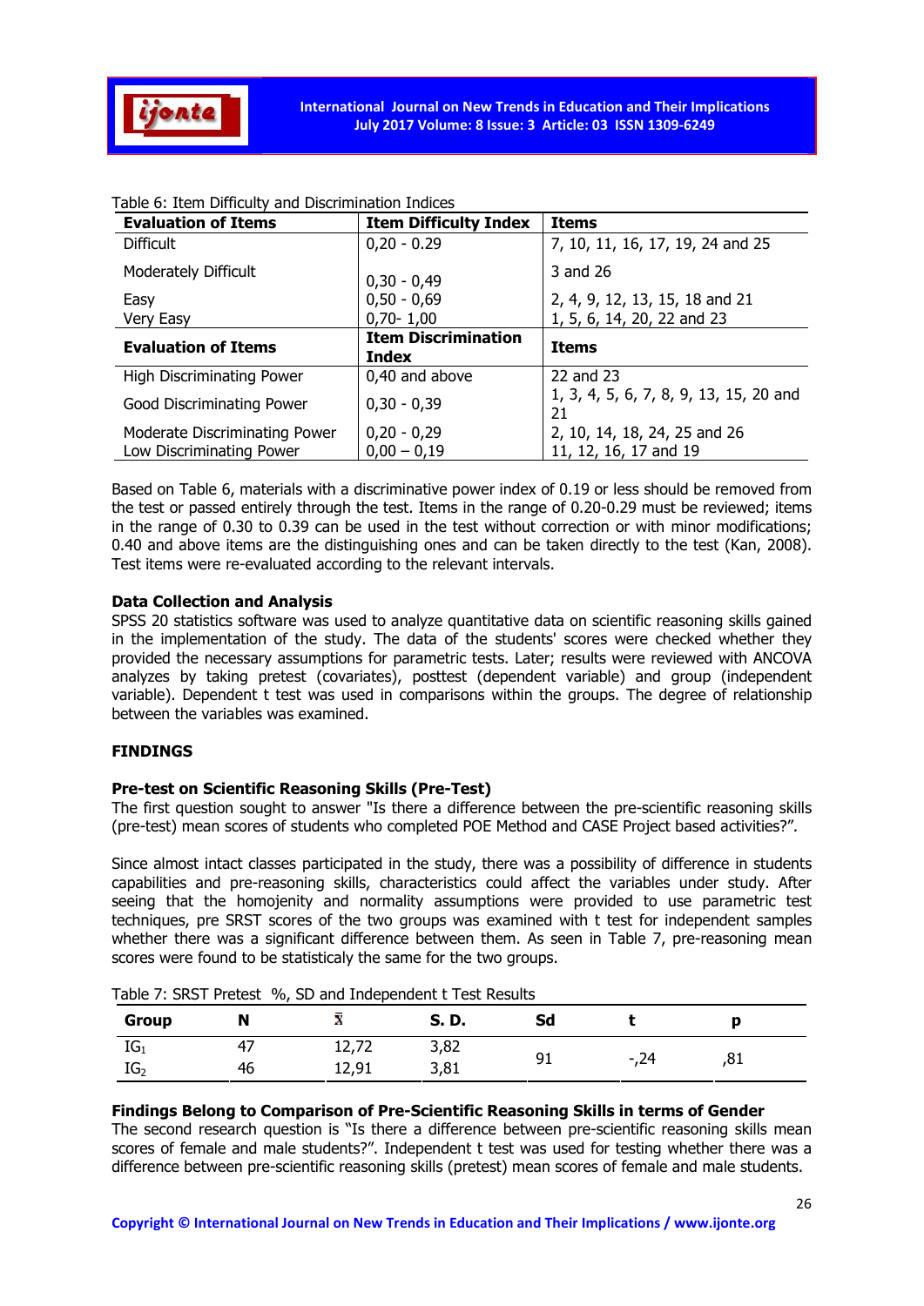Table 6: Item Difficulty and Discrimination Indices

| Evaluation of Items | Item Difficulty Index | Items |
|---|---|---|
| Difficult | 0,20 - 0.29 | 7, 10, 11, 16, 17, 19, 24 and 25 |
| Moderately Difficult | 0,30 - 0,49 | 3 and 26 |
| Easy | 0,50 - 0,69 | 2, 4, 9, 12, 13, 15, 18 and 21 |
| Very Easy | 0,70- 1,00 | 1, 5, 6, 14, 20, 22 and 23 |
| **Evaluation of Items** | **Item Discrimination Index** | **Items** |
| High Discriminating Power | 0,40 and above | 22 and 23 |
| Good Discriminating Power | 0,30 - 0,39 | 1, 3, 4, 5, 6, 7, 8, 9, 13, 15, 20 and 21 |
| Moderate Discriminating Power | 0,20 - 0,29 | 2, 10, 14, 18, 24, 25 and 26 |
| Low Discriminating Power | 0,00 – 0,19 | 11, 12, 16, 17 and 19 |

Based on Table 6, materials with a discriminative power index of 0.19 or less should be removed from the test or passed entirely through the test. Items in the range of 0.20-0.29 must be reviewed; items in the range of 0.30 to 0.39 can be used in the test without correction or with minor modifications; 0.40 and above items are the distinguishing ones and can be taken directly to the test (Kan, 2008). Test items were re-evaluated according to the relevant intervals.

### Data Collection and Analysis

SPSS 20 statistics software was used to analyze quantitative data on scientific reasoning skills gained in the implementation of the study. The data of the students' scores were checked whether they provided the necessary assumptions for parametric tests. Later; results were reviewed with ANCOVA analyzes by taking pretest (covariates), posttest (dependent variable) and group (independent variable). Dependent t test was used in comparisons within the groups. The degree of relationship between the variables was examined.

## FINDINGS

### Pre-test on Scientific Reasoning Skills (Pre-Test)

The first question sought to answer "Is there a difference between the pre-scientific reasoning skills (pre-test) mean scores of students who completed POE Method and CASE Project based activities?".

Since almost intact classes participated in the study, there was a possibility of difference in students capabilities and pre-reasoning skills, characteristics could affect the variables under study. After seeing that the homojenity and normality assumptions were provided to use parametric test techniques, pre SRST scores of the two groups was examined with t test for independent samples whether there was a significant difference between them. As seen in Table 7, pre-reasoning mean scores were found to be statisticaly the same for the two groups.

Table 7: SRST Pretest %, SD and Independent t Test Results

| Group | N | $\bar{X}$ | S. D. | Sd | t | p |
|---|---|---|---|---|---|---|
| $IG_1$ | 47 | 12,72 | 3,82 | 91 | -,24 | ,81 |
| $IG_2$ | 46 | 12,91 | 3,81 | | | |

### Findings Belong to Comparison of Pre-Scientific Reasoning Skills in terms of Gender

The second research question is "Is there a difference between pre-scientific reasoning skills mean scores of female and male students?". Independent t test was used for testing whether there was a difference between pre-scientific reasoning skills (pretest) mean scores of female and male students.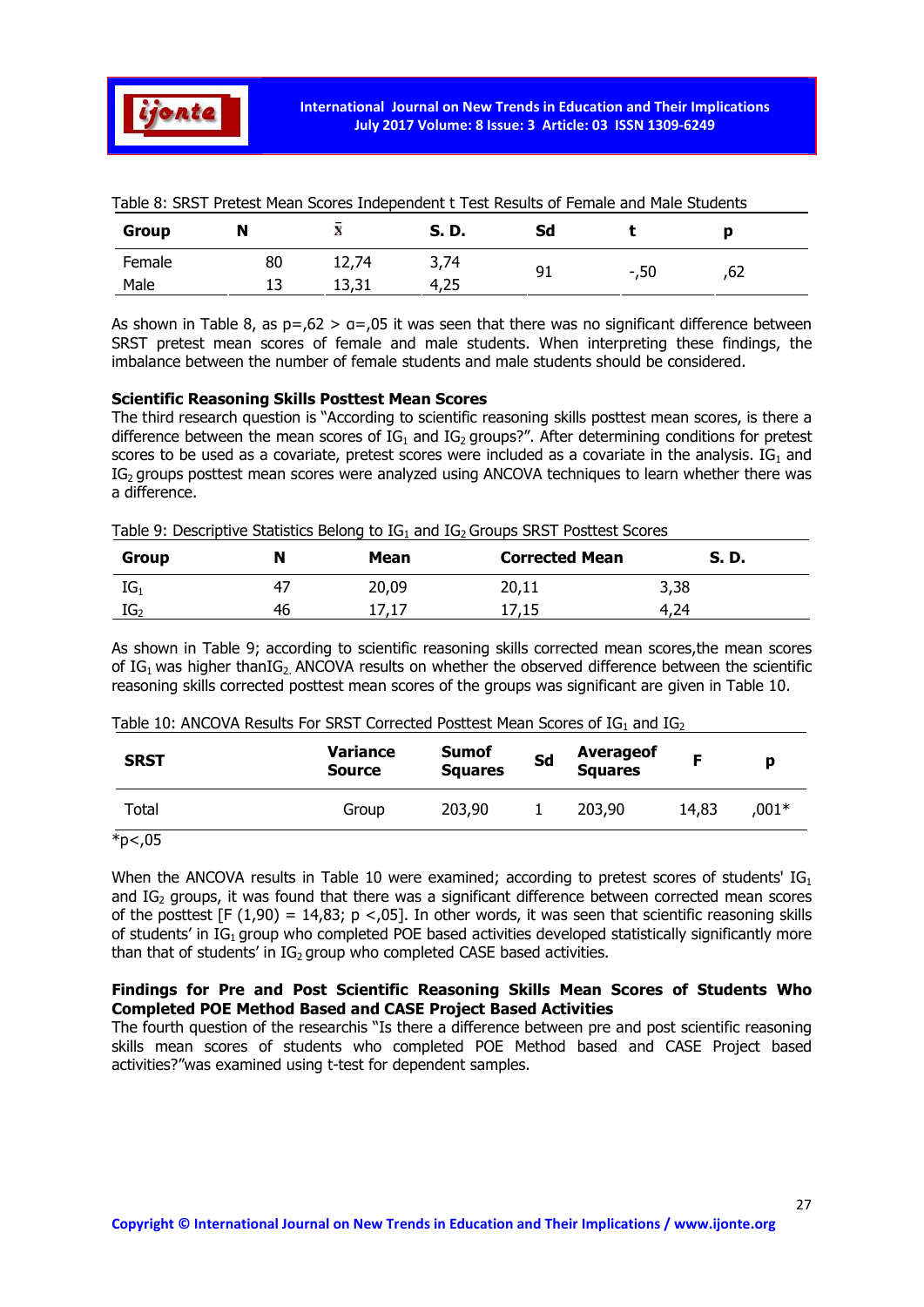Table 8: SRST Pretest Mean Scores Independent t Test Results of Female and Male Students

| Group | N | $\bar{x}$ | S. D. | Sd | t | p |
|---|---|---|---|---|---|---|
| Female | 80 | 12,74 | 3,74 | 91 | -,50 | ,62 |
| Male | 13 | 13,31 | 4,25 | | | |

As shown in Table 8, as p=,62 > α=,05 it was seen that there was no significant difference between SRST pretest mean scores of female and male students. When interpreting these findings, the imbalance between the number of female students and male students should be considered.

**Scientific Reasoning Skills Posttest Mean Scores**

The third research question is "According to scientific reasoning skills posttest mean scores, is there a difference between the mean scores of $IG_1$ and $IG_2$ groups?". After determining conditions for pretest scores to be used as a covariate, pretest scores were included as a covariate in the analysis. $IG_1$ and $IG_2$ groups posttest mean scores were analyzed using ANCOVA techniques to learn whether there was a difference.

Table 9: Descriptive Statistics Belong to $IG_1$ and $IG_2$ Groups SRST Posttest Scores

| Group | N | Mean | Corrected Mean | S. D. |
|---|---|---|---|---|
| $IG_1$ | 47 | 20,09 | 20,11 | 3,38 |
| $IG_2$ | 46 | 17,17 | 17,15 | 4,24 |

As shown in Table 9; according to scientific reasoning skills corrected mean scores,the mean scores of $IG_1$ was higher than$IG_2$. ANCOVA results on whether the observed difference between the scientific reasoning skills corrected posttest mean scores of the groups was significant are given in Table 10.

Table 10: ANCOVA Results For SRST Corrected Posttest Mean Scores of $IG_1$ and $IG_2$

| SRST | Variance Source | Sumof Squares | Sd | Averageof Squares | F | p |
|---|---|---|---|---|---|---|
| Total | Group | 203,90 | 1 | 203,90 | 14,83 | ,001* |

*p<,05

When the ANCOVA results in Table 10 were examined; according to pretest scores of students' $IG_1$ and $IG_2$ groups, it was found that there was a significant difference between corrected mean scores of the posttest [$F(1,90) = 14,83$; $p <,05$]. In other words, it was seen that scientific reasoning skills of students' in $IG_1$ group who completed POE based activities developed statistically significantly more than that of students' in $IG_2$ group who completed CASE based activities.

**Findings for Pre and Post Scientific Reasoning Skills Mean Scores of Students Who Completed POE Method Based and CASE Project Based Activities**

The fourth question of the researchis "Is there a difference between pre and post scientific reasoning skills mean scores of students who completed POE Method based and CASE Project based activities?"was examined using t-test for dependent samples.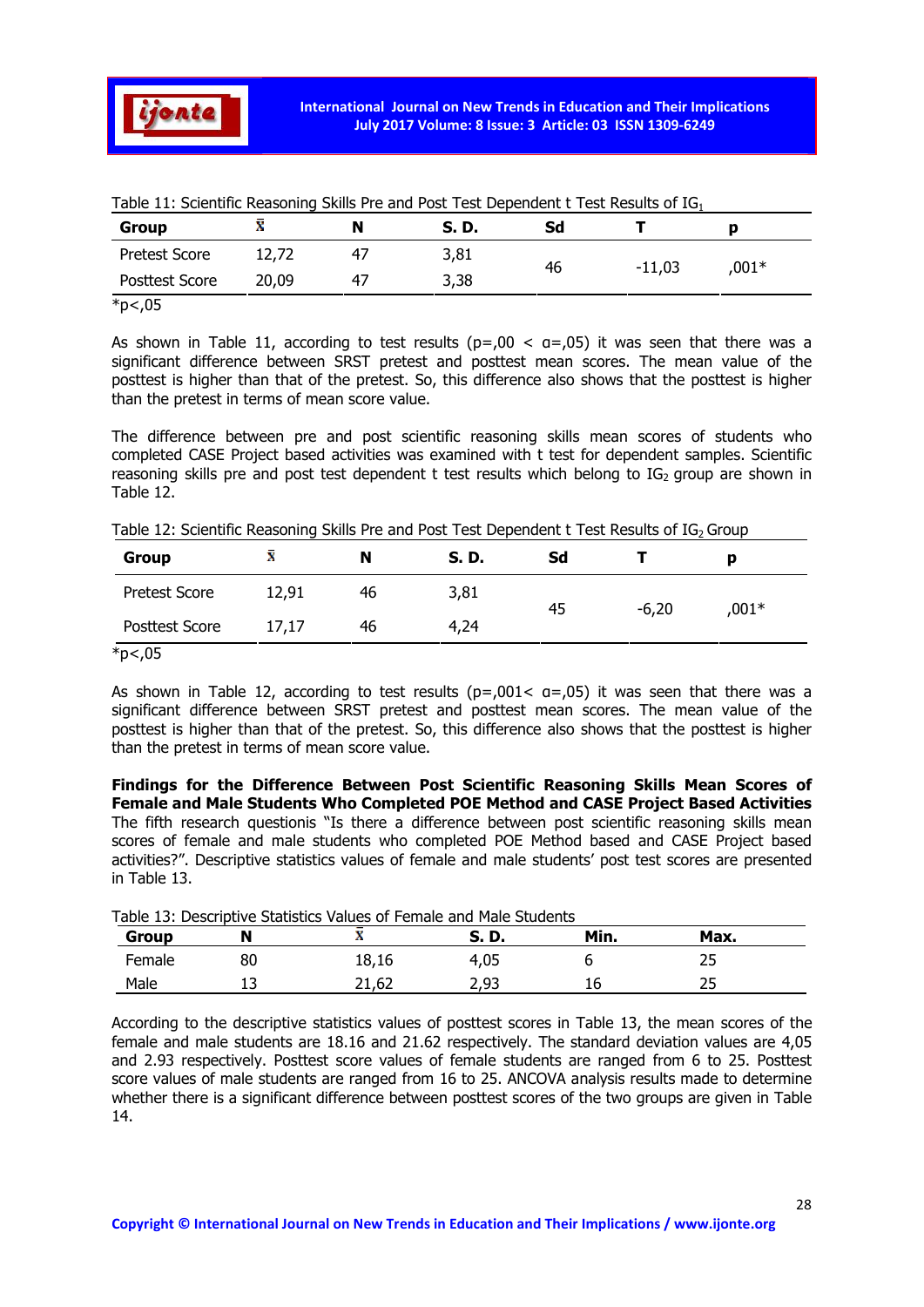Table 11: Scientific Reasoning Skills Pre and Post Test Dependent t Test Results of $IG_1$

| Group | $\bar{X}$ | N | S. D. | Sd | T | p |
|---|---|---|---|---|---|---|
| Pretest Score | 12,72 | 47 | 3,81 | 46 | -11,03 | ,001* |
| Posttest Score | 20,09 | 47 | 3,38 | | | |

*p<,05

As shown in Table 11, according to test results (p=,00 < α=,05) it was seen that there was a significant difference between SRST pretest and posttest mean scores. The mean value of the posttest is higher than that of the pretest. So, this difference also shows that the posttest is higher than the pretest in terms of mean score value.

The difference between pre and post scientific reasoning skills mean scores of students who completed CASE Project based activities was examined with t test for dependent samples. Scientific reasoning skills pre and post test dependent t test results which belong to $IG_2$ group are shown in Table 12.

Table 12: Scientific Reasoning Skills Pre and Post Test Dependent t Test Results of $IG_2$ Group

| Group | $\bar{X}$ | N | S. D. | Sd | T | p |
|---|---|---|---|---|---|---|
| Pretest Score | 12,91 | 46 | 3,81 | 45 | -6,20 | ,001* |
| Posttest Score | 17,17 | 46 | 4,24 | | | |

*p<,05

As shown in Table 12, according to test results (p=,001< α=,05) it was seen that there was a significant difference between SRST pretest and posttest mean scores. The mean value of the posttest is higher than that of the pretest. So, this difference also shows that the posttest is higher than the pretest in terms of mean score value.

**Findings for the Difference Between Post Scientific Reasoning Skills Mean Scores of Female and Male Students Who Completed POE Method and CASE Project Based Activities**

The fifth research questionis "Is there a difference between post scientific reasoning skills mean scores of female and male students who completed POE Method based and CASE Project based activities?". Descriptive statistics values of female and male students' post test scores are presented in Table 13.

Table 13: Descriptive Statistics Values of Female and Male Students

| Group | N | $\bar{X}$ | S. D. | Min. | Max. |
|---|---|---|---|---|---|
| Female | 80 | 18,16 | 4,05 | 6 | 25 |
| Male | 13 | 21,62 | 2,93 | 16 | 25 |

According to the descriptive statistics values of posttest scores in Table 13, the mean scores of the female and male students are 18.16 and 21.62 respectively. The standard deviation values are 4,05 and 2.93 respectively. Posttest score values of female students are ranged from 6 to 25. Posttest score values of male students are ranged from 16 to 25. ANCOVA analysis results made to determine whether there is a significant difference between posttest scores of the two groups are given in Table 14.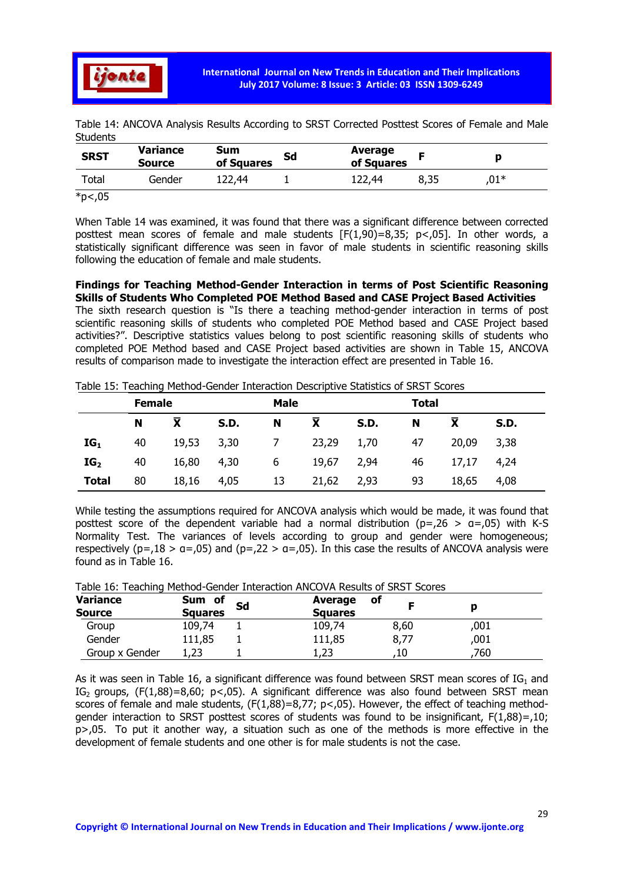Table 14: ANCOVA Analysis Results According to SRST Corrected Posttest Scores of Female and Male Students

| SRST | Variance Source | Sum of Squares | Sd | Average of Squares | F | p |
|---|---|---|---|---|---|---|
| Total | Gender | 122,44 | 1 | 122,44 | 8,35 | ,01* |

*p<,05

When Table 14 was examined, it was found that there was a significant difference between corrected posttest mean scores of female and male students [F(1,90)=8,35; p<,05]. In other words, a statistically significant difference was seen in favor of male students in scientific reasoning skills following the education of female and male students.

**Findings for Teaching Method-Gender Interaction in terms of Post Scientific Reasoning Skills of Students Who Completed POE Method Based and CASE Project Based Activities**

The sixth research question is "Is there a teaching method-gender interaction in terms of post scientific reasoning skills of students who completed POE Method based and CASE Project based activities?". Descriptive statistics values belong to post scientific reasoning skills of students who completed POE Method based and CASE Project based activities are shown in Table 15, ANCOVA results of comparison made to investigate the interaction effect are presented in Table 16.

Table 15: Teaching Method-Gender Interaction Descriptive Statistics of SRST Scores

| | Female | | | Male | | | Total | | |
|---|---|---|---|---|---|---|---|---|---|
| | N | $\bar{X}$ | S.D. | N | $\bar{X}$ | S.D. | N | $\bar{X}$ | S.D. |
| **$IG_1$** | 40 | 19,53 | 3,30 | 7 | 23,29 | 1,70 | 47 | 20,09 | 3,38 |
| **$IG_2$** | 40 | 16,80 | 4,30 | 6 | 19,67 | 2,94 | 46 | 17,17 | 4,24 |
| **Total** | 80 | 18,16 | 4,05 | 13 | 21,62 | 2,93 | 93 | 18,65 | 4,08 |

While testing the assumptions required for ANCOVA analysis which would be made, it was found that posttest score of the dependent variable had a normal distribution (p=,26 > α=,05) with K-S Normality Test. The variances of levels according to group and gender were homogeneous; respectively (p=,18 > α=,05) and (p=,22 > α=,05). In this case the results of ANCOVA analysis were found as in Table 16.

Table 16: Teaching Method-Gender Interaction ANCOVA Results of SRST Scores

| Variance Source | Sum of Squares | Sd | Average of Squares | F | p |
|---|---|---|---|---|---|
| Group | 109,74 | 1 | 109,74 | 8,60 | ,001 |
| Gender | 111,85 | 1 | 111,85 | 8,77 | ,001 |
| Group x Gender | 1,23 | 1 | 1,23 | ,10 | ,760 |

As it was seen in Table 16, a significant difference was found between SRST mean scores of $IG_1$ and $IG_2$ groups, (F(1,88)=8,60; p<,05). A significant difference was also found between SRST mean scores of female and male students, (F(1,88)=8,77; p<,05). However, the effect of teaching method-gender interaction to SRST posttest scores of students was found to be insignificant, F(1,88)=,10; p>,05. To put it another way, a situation such as one of the methods is more effective in the development of female students and one other is for male students is not the case.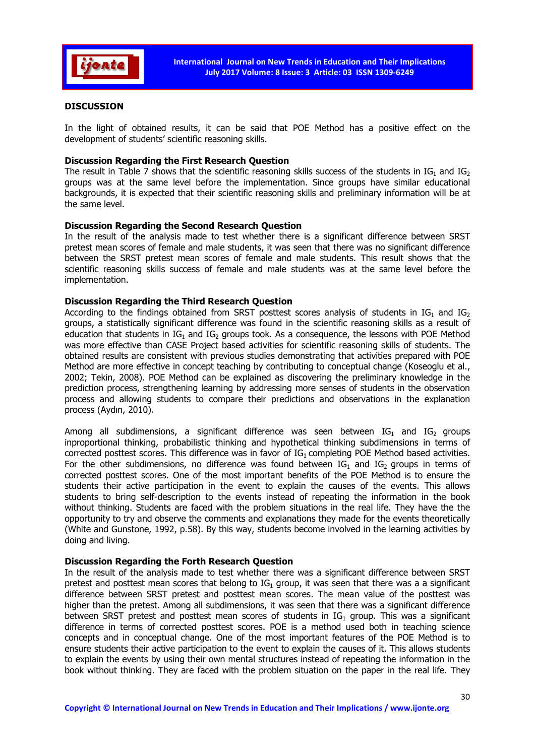## DISCUSSION

In the light of obtained results, it can be said that POE Method has a positive effect on the development of students' scientific reasoning skills.

### Discussion Regarding the First Research Question

The result in Table 7 shows that the scientific reasoning skills success of the students in $IG_1$ and $IG_2$ groups was at the same level before the implementation. Since groups have similar educational backgrounds, it is expected that their scientific reasoning skills and preliminary information will be at the same level.

### Discussion Regarding the Second Research Question

In the result of the analysis made to test whether there is a significant difference between SRST pretest mean scores of female and male students, it was seen that there was no significant difference between the SRST pretest mean scores of female and male students. This result shows that the scientific reasoning skills success of female and male students was at the same level before the implementation.

### Discussion Regarding the Third Research Question

According to the findings obtained from SRST posttest scores analysis of students in $IG_1$ and $IG_2$ groups, a statistically significant difference was found in the scientific reasoning skills as a result of education that students in $IG_1$ and $IG_2$ groups took. As a consequence, the lessons with POE Method was more effective than CASE Project based activities for scientific reasoning skills of students. The obtained results are consistent with previous studies demonstrating that activities prepared with POE Method are more effective in concept teaching by contributing to conceptual change (Koseoglu et al., 2002; Tekin, 2008). POE Method can be explained as discovering the preliminary knowledge in the prediction process, strengthening learning by addressing more senses of students in the observation process and allowing students to compare their predictions and observations in the explanation process (Aydın, 2010).

Among all subdimensions, a significant difference was seen between $IG_1$ and $IG_2$ groups inproportional thinking, probabilistic thinking and hypothetical thinking subdimensions in terms of corrected posttest scores. This difference was in favor of $IG_1$ completing POE Method based activities. For the other subdimensions, no difference was found between $IG_1$ and $IG_2$ groups in terms of corrected posttest scores. One of the most important benefits of the POE Method is to ensure the students their active participation in the event to explain the causes of the events. This allows students to bring self-description to the events instead of repeating the information in the book without thinking. Students are faced with the problem situations in the real life. They have the the opportunity to try and observe the comments and explanations they made for the events theoretically (White and Gunstone, 1992, p.58). By this way, students become involved in the learning activities by doing and living.

### Discussion Regarding the Forth Research Question

In the result of the analysis made to test whether there was a significant difference between SRST pretest and posttest mean scores that belong to $IG_1$ group, it was seen that there was a a significant difference between SRST pretest and posttest mean scores. The mean value of the posttest was higher than the pretest. Among all subdimensions, it was seen that there was a significant difference between SRST pretest and posttest mean scores of students in $IG_1$ group. This was a significant difference in terms of corrected posttest scores. POE is a method used both in teaching science concepts and in conceptual change. One of the most important features of the POE Method is to ensure students their active participation to the event to explain the causes of it. This allows students to explain the events by using their own mental structures instead of repeating the information in the book without thinking. They are faced with the problem situation on the paper in the real life. They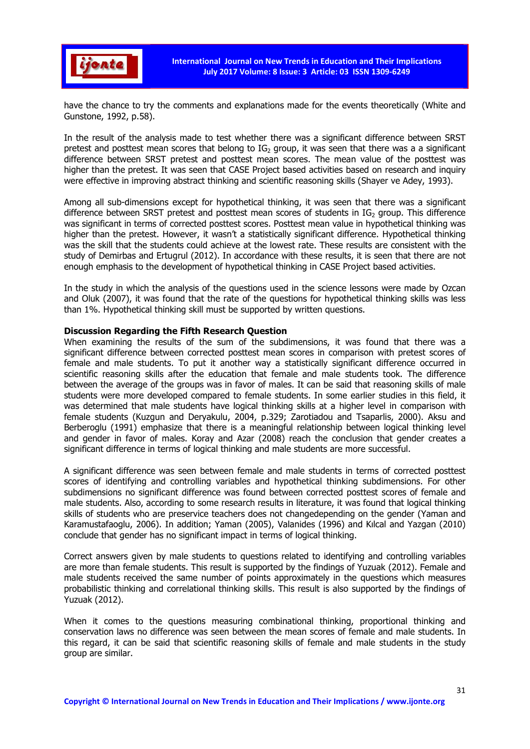have the chance to try the comments and explanations made for the events theoretically (White and Gunstone, 1992, p.58).

In the result of the analysis made to test whether there was a significant difference between SRST pretest and posttest mean scores that belong to $IG_2$ group, it was seen that there was a a significant difference between SRST pretest and posttest mean scores. The mean value of the posttest was higher than the pretest. It was seen that CASE Project based activities based on research and inquiry were effective in improving abstract thinking and scientific reasoning skills (Shayer ve Adey, 1993).

Among all sub-dimensions except for hypothetical thinking, it was seen that there was a significant difference between SRST pretest and posttest mean scores of students in $IG_2$ group. This difference was significant in terms of corrected posttest scores. Posttest mean value in hypothetical thinking was higher than the pretest. However, it wasn't a statistically significant difference. Hypothetical thinking was the skill that the students could achieve at the lowest rate. These results are consistent with the study of Demirbas and Ertugrul (2012). In accordance with these results, it is seen that there are not enough emphasis to the development of hypothetical thinking in CASE Project based activities.

In the study in which the analysis of the questions used in the science lessons were made by Ozcan and Oluk (2007), it was found that the rate of the questions for hypothetical thinking skills was less than 1%. Hypothetical thinking skill must be supported by written questions.

**Discussion Regarding the Fifth Research Question**

When examining the results of the sum of the subdimensions, it was found that there was a significant difference between corrected posttest mean scores in comparison with pretest scores of female and male students. To put it another way a statistically significant difference occurred in scientific reasoning skills after the education that female and male students took. The difference between the average of the groups was in favor of males. It can be said that reasoning skills of male students were more developed compared to female students. In some earlier studies in this field, it was determined that male students have logical thinking skills at a higher level in comparison with female students (Kuzgun and Deryakulu, 2004, p.329; Zarotiadou and Tsaparlis, 2000). Aksu and Berberoglu (1991) emphasize that there is a meaningful relationship between logical thinking level and gender in favor of males. Koray and Azar (2008) reach the conclusion that gender creates a significant difference in terms of logical thinking and male students are more successful.

A significant difference was seen between female and male students in terms of corrected posttest scores of identifying and controlling variables and hypothetical thinking subdimensions. For other subdimensions no significant difference was found between corrected posttest scores of female and male students. Also, according to some research results in literature, it was found that logical thinking skills of students who are preservice teachers does not changedepending on the gender (Yaman and Karamustafaoglu, 2006). In addition; Yaman (2005), Valanides (1996) and Kılcal and Yazgan (2010) conclude that gender has no significant impact in terms of logical thinking.

Correct answers given by male students to questions related to identifying and controlling variables are more than female students. This result is supported by the findings of Yuzuak (2012). Female and male students received the same number of points approximately in the questions which measures probabilistic thinking and correlational thinking skills. This result is also supported by the findings of Yuzuak (2012).

When it comes to the questions measuring combinational thinking, proportional thinking and conservation laws no difference was seen between the mean scores of female and male students. In this regard, it can be said that scientific reasoning skills of female and male students in the study group are similar.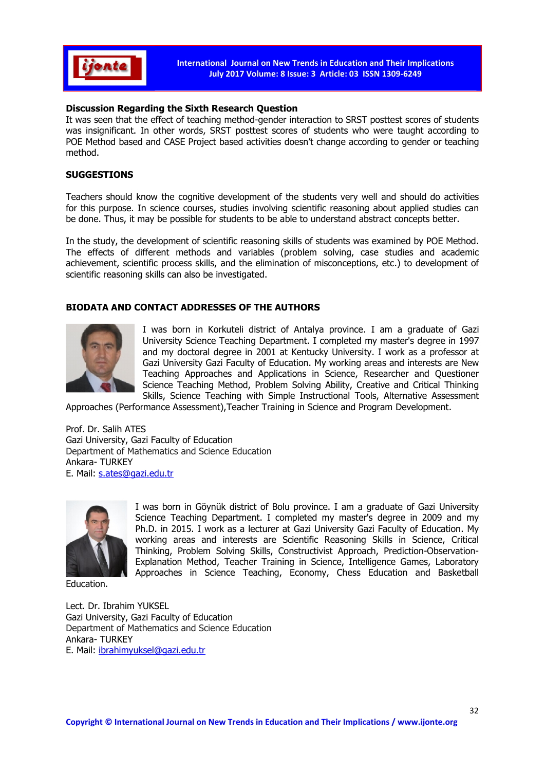### Discussion Regarding the Sixth Research Question

It was seen that the effect of teaching method-gender interaction to SRST posttest scores of students was insignificant. In other words, SRST posttest scores of students who were taught according to POE Method based and CASE Project based activities doesn't change according to gender or teaching method.

## SUGGESTIONS

Teachers should know the cognitive development of the students very well and should do activities for this purpose. In science courses, studies involving scientific reasoning about applied studies can be done. Thus, it may be possible for students to be able to understand abstract concepts better.

In the study, the development of scientific reasoning skills of students was examined by POE Method. The effects of different methods and variables (problem solving, case studies and academic achievement, scientific process skills, and the elimination of misconceptions, etc.) to development of scientific reasoning skills can also be investigated.

## BIODATA AND CONTACT ADDRESSES OF THE AUTHORS

I was born in Korkuteli district of Antalya province. I am a graduate of Gazi University Science Teaching Department. I completed my master's degree in 1997 and my doctoral degree in 2001 at Kentucky University. I work as a professor at Gazi University Gazi Faculty of Education. My working areas and interests are New Teaching Approaches and Applications in Science, Researcher and Questioner Science Teaching Method, Problem Solving Ability, Creative and Critical Thinking Skills, Science Teaching with Simple Instructional Tools, Alternative Assessment Approaches (Performance Assessment),Teacher Training in Science and Program Development.

Prof. Dr. Salih ATES
Gazi University, Gazi Faculty of Education
Department of Mathematics and Science Education
Ankara- TURKEY
E. Mail: s.ates@gazi.edu.tr

I was born in Göynük district of Bolu province. I am a graduate of Gazi University Science Teaching Department. I completed my master's degree in 2009 and my Ph.D. in 2015. I work as a lecturer at Gazi University Gazi Faculty of Education. My working areas and interests are Scientific Reasoning Skills in Science, Critical Thinking, Problem Solving Skills, Constructivist Approach, Prediction-Observation-Explanation Method, Teacher Training in Science, Intelligence Games, Laboratory Approaches in Science Teaching, Economy, Chess Education and Basketball Education.

Lect. Dr. Ibrahim YUKSEL
Gazi University, Gazi Faculty of Education
Department of Mathematics and Science Education
Ankara- TURKEY
E. Mail: ibrahimyuksel@gazi.edu.tr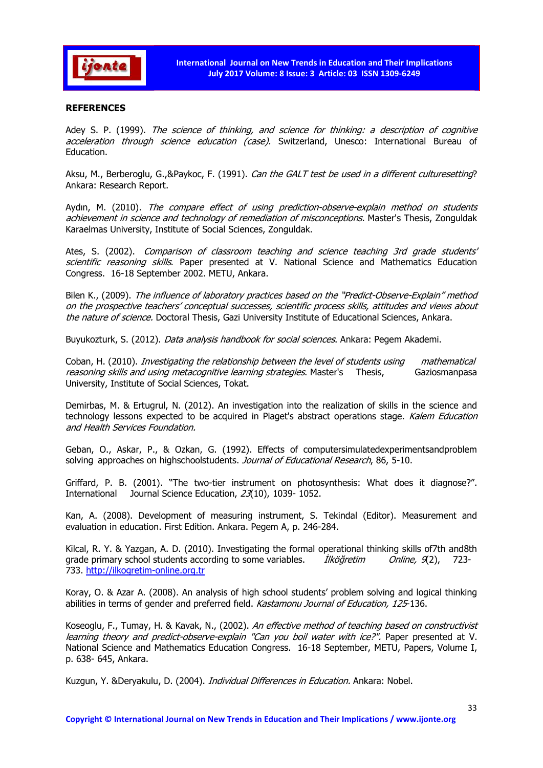## REFERENCES

Adey S. P. (1999). *The science of thinking, and science for thinking: a description of cognitive acceleration through science education (case).* Switzerland, Unesco: International Bureau of Education.

Aksu, M., Berberoglu, G.,&Paykoc, F. (1991). *Can the GALT test be used in a different culturesetting*? Ankara: Research Report.

Aydın, M. (2010). *The compare effect of using prediction-observe-explain method on students achievement in science and technology of remediation of misconceptions.* Master's Thesis, Zonguldak Karaelmas University, Institute of Social Sciences, Zonguldak.

Ates, S. (2002). *Comparison of classroom teaching and science teaching 3rd grade students' scientific reasoning skills*. Paper presented at V. National Science and Mathematics Education Congress. 16-18 September 2002. METU, Ankara.

Bilen K., (2009). *The influence of laboratory practices based on the "Predict-Observe-Explain" method on the prospective teachers' conceptual successes, scientific process skills, attitudes and views about the nature of science.* Doctoral Thesis, Gazi University Institute of Educational Sciences, Ankara.

Buyukozturk, S. (2012). *Data analysis handbook for social sciences*. Ankara: Pegem Akademi.

Coban, H. (2010). *Investigating the relationship between the level of students using mathematical reasoning skills and using metacognitive learning strategies*. Master's Thesis, Gaziosmanpasa University, Institute of Social Sciences, Tokat.

Demirbas, M. & Ertugrul, N. (2012). An investigation into the realization of skills in the science and technology lessons expected to be acquired in Piaget's abstract operations stage. *Kalem Education and Health Services Foundation.*

Geban, O., Askar, P., & Ozkan, G. (1992). Effects of computersimulatedexperimentsandproblem solving approaches on highschoolstudents. *Journal of Educational Research*, 86, 5-10.

Griffard, P. B. (2001). "The two-tier instrument on photosynthesis: What does it diagnose?". International Journal Science Education, *23*(10), 1039- 1052.

Kan, A. (2008). Development of measuring instrument, S. Tekindal (Editor). Measurement and evaluation in education. First Edition. Ankara. Pegem A, p. 246-284.

Kilcal, R. Y. & Yazgan, A. D. (2010). Investigating the formal operational thinking skills of7th and8th grade primary school students according to some variables. *İlköğretim Online, 9*(2), 723-733. http://ilkogretim-online.org.tr

Koray, O. & Azar A. (2008). An analysis of high school students' problem solving and logical thinking abilities in terms of gender and preferred field. *Kastamonu Journal of Education, 125*-136.

Koseoglu, F., Tumay, H. & Kavak, N., (2002). *An effective method of teaching based on constructivist learning theory and predict-observe-explain "Can you boil water with ice?".* Paper presented at V. National Science and Mathematics Education Congress. 16-18 September, METU, Papers, Volume I, p. 638- 645, Ankara.

Kuzgun, Y. &Deryakulu, D. (2004). *Individual Differences in Education.* Ankara: Nobel.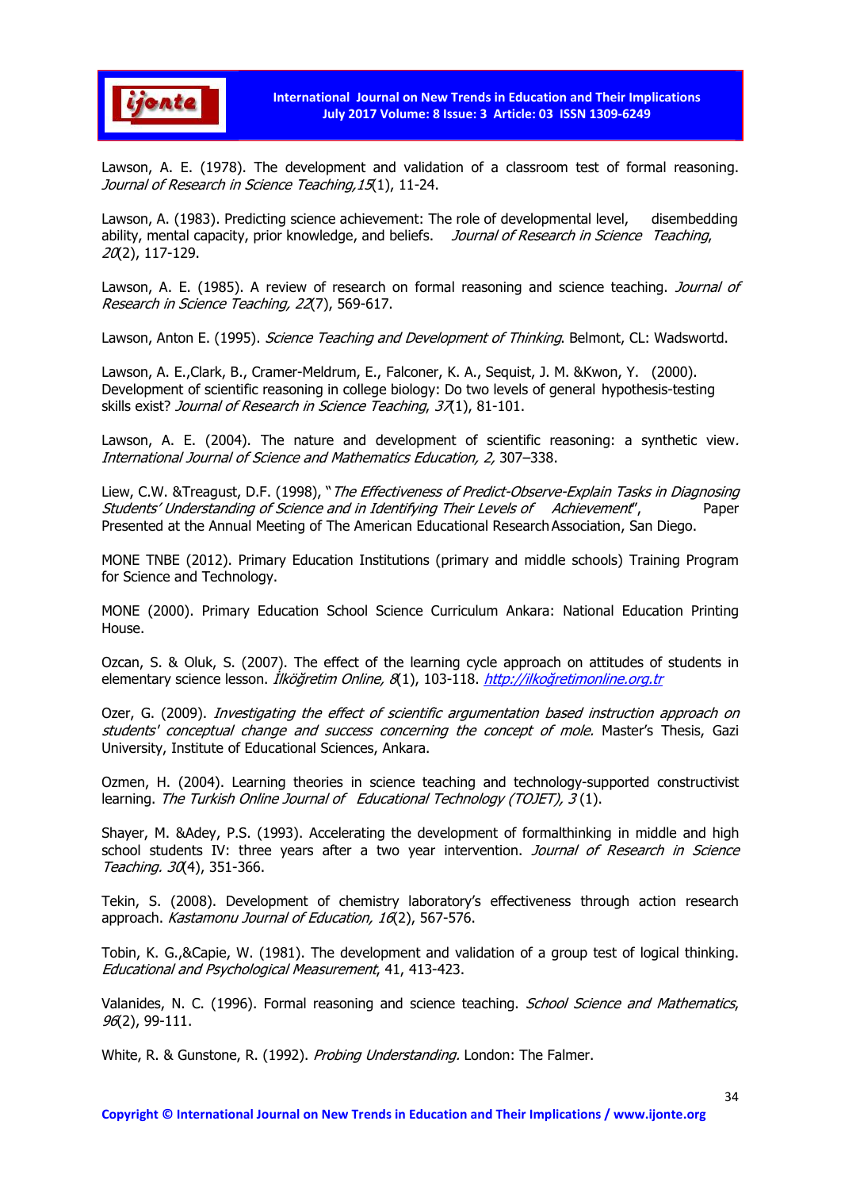Lawson, A. E. (1978). The development and validation of a classroom test of formal reasoning. *Journal of Research in Science Teaching,15*(1), 11-24.

Lawson, A. (1983). Predicting science achievement: The role of developmental level, disembedding ability, mental capacity, prior knowledge, and beliefs. *Journal of Research in Science Teaching*, *20*(2), 117-129.

Lawson, A. E. (1985). A review of research on formal reasoning and science teaching. *Journal of Research in Science Teaching, 22*(7), 569-617.

Lawson, Anton E. (1995). *Science Teaching and Development of Thinking*. Belmont, CL: Wadswortd.

Lawson, A. E.,Clark, B., Cramer-Meldrum, E., Falconer, K. A., Sequist, J. M. &Kwon, Y. (2000). Development of scientific reasoning in college biology: Do two levels of general hypothesis-testing skills exist? *Journal of Research in Science Teaching*, *37*(1), 81-101.

Lawson, A. E. (2004). The nature and development of scientific reasoning: a synthetic view. *International Journal of Science and Mathematics Education, 2,* 307–338.

Liew, C.W. &Treagust, D.F. (1998), "*The Effectiveness of Predict-Observe-Explain Tasks in Diagnosing Students' Understanding of Science and in Identifying Their Levels of Achievement*", Paper Presented at the Annual Meeting of The American Educational Research Association, San Diego.

MONE TNBE (2012). Primary Education Institutions (primary and middle schools) Training Program for Science and Technology.

MONE (2000). Primary Education School Science Curriculum Ankara: National Education Printing House.

Ozcan, S. & Oluk, S. (2007). The effect of the learning cycle approach on attitudes of students in elementary science lesson. *İlköğretim Online, 8*(1), 103-118. http://ilkoğretimonline.org.tr

Ozer, G. (2009). *Investigating the effect of scientific argumentation based instruction approach on students' conceptual change and success concerning the concept of mole.* Master's Thesis, Gazi University, Institute of Educational Sciences, Ankara.

Ozmen, H. (2004). Learning theories in science teaching and technology-supported constructivist learning. *The Turkish Online Journal of Educational Technology (TOJET), 3* (1).

Shayer, M. &Adey, P.S. (1993). Accelerating the development of formalthinking in middle and high school students IV: three years after a two year intervention. *Journal of Research in Science Teaching. 30*(4), 351-366.

Tekin, S. (2008). Development of chemistry laboratory's effectiveness through action research approach. *Kastamonu Journal of Education, 16*(2), 567-576.

Tobin, K. G.,&Capie, W. (1981). The development and validation of a group test of logical thinking. *Educational and Psychological Measurement*, 41, 413-423.

Valanides, N. C. (1996). Formal reasoning and science teaching. *School Science and Mathematics*, *96*(2), 99-111.

White, R. & Gunstone, R. (1992). *Probing Understanding.* London: The Falmer.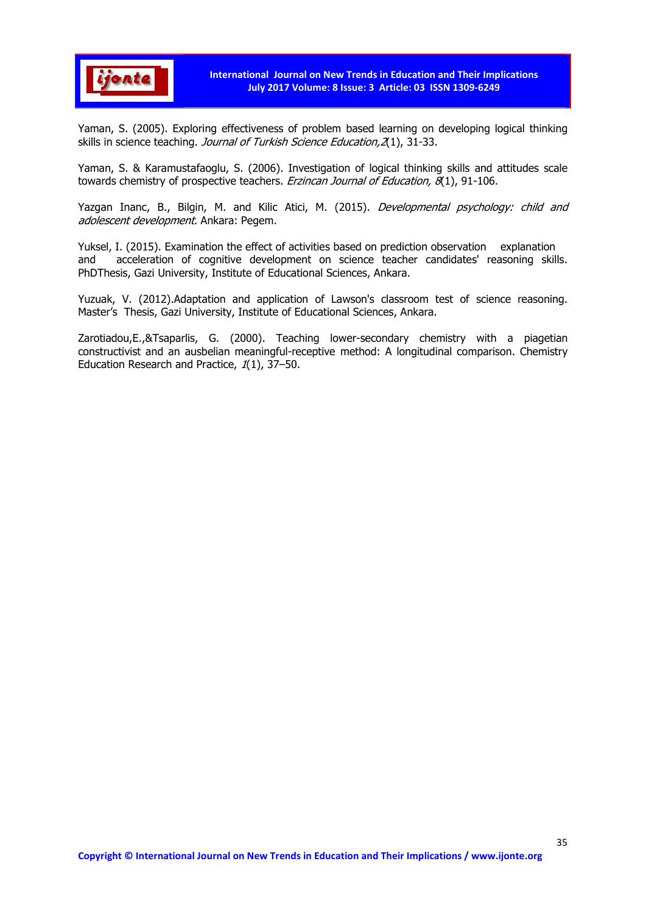Yaman, S. (2005). Exploring effectiveness of problem based learning on developing logical thinking skills in science teaching. *Journal of Turkish Science Education,2*(1), 31-33.

Yaman, S. & Karamustafaoglu, S. (2006). Investigation of logical thinking skills and attitudes scale towards chemistry of prospective teachers. *Erzincan Journal of Education, 8*(1), 91-106.

Yazgan Inanc, B., Bilgin, M. and Kilic Atici, M. (2015). *Developmental psychology: child and adolescent development.* Ankara: Pegem.

Yuksel, I. (2015). Examination the effect of activities based on prediction observation explanation and acceleration of cognitive development on science teacher candidates' reasoning skills. PhDThesis, Gazi University, Institute of Educational Sciences, Ankara.

Yuzuak, V. (2012).Adaptation and application of Lawson's classroom test of science reasoning. Master's Thesis, Gazi University, Institute of Educational Sciences, Ankara.

Zarotiadou,E.,&Tsaparlis, G. (2000). Teaching lower-secondary chemistry with a piagetian constructivist and an ausbelian meaningful-receptive method: A longitudinal comparison. Chemistry Education Research and Practice, *1*(1), 37–50.